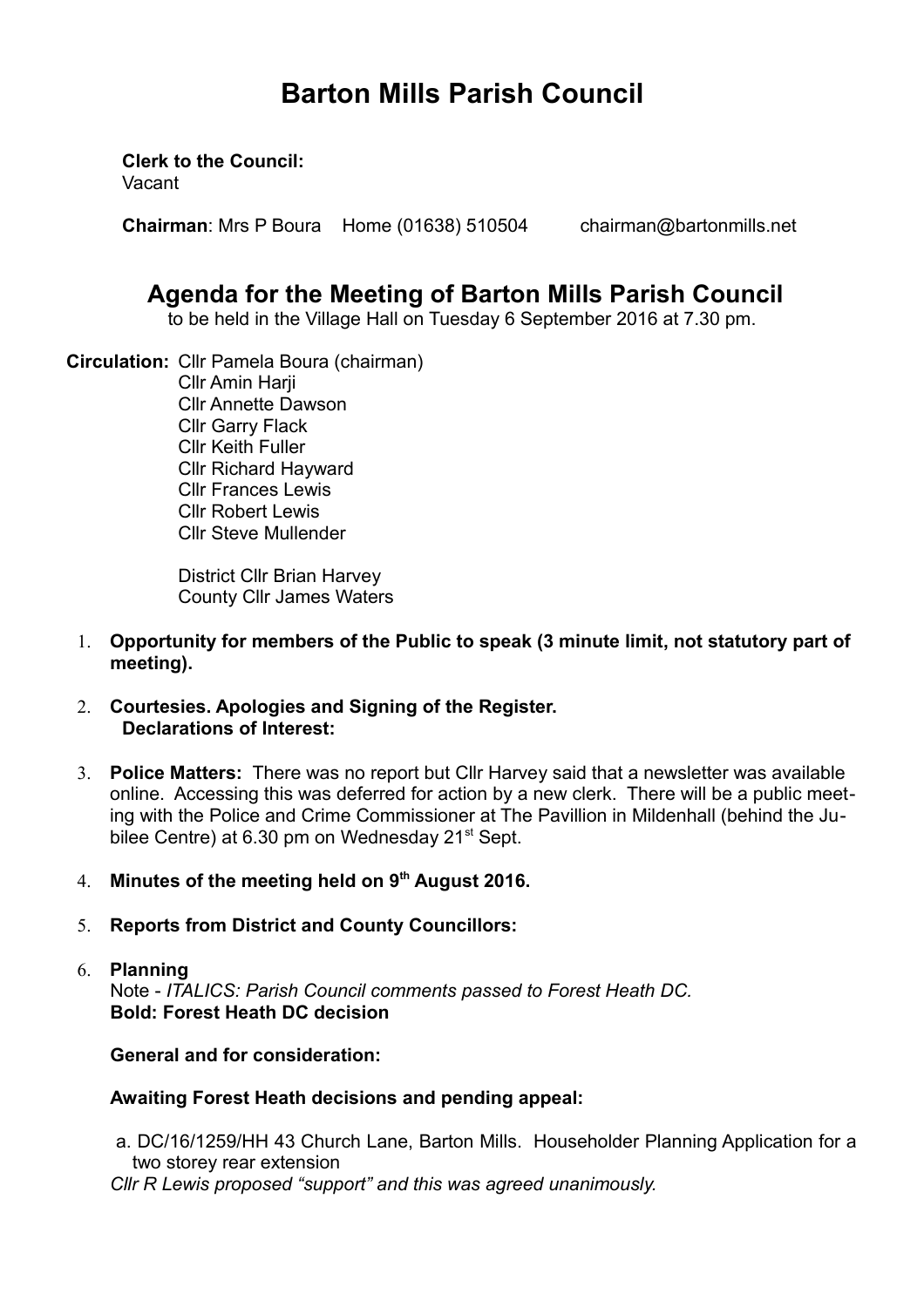# Barton Mills Parish Council

**Clerk to the Council:**
Vacant

**Chairman**: Mrs P Boura Home (01638) 510504 chairman@bartonmills.net

## Agenda for the Meeting of Barton Mills Parish Council

to be held in the Village Hall on Tuesday 6 September 2016 at 7.30 pm.

**Circulation:** Cllr Pamela Boura (chairman)
Cllr Amin Harji
Cllr Annette Dawson
Cllr Garry Flack
Cllr Keith Fuller
Cllr Richard Hayward
Cllr Frances Lewis
Cllr Robert Lewis
Cllr Steve Mullender

District Cllr Brian Harvey
County Cllr James Waters

1. **Opportunity for members of the Public to speak (3 minute limit, not statutory part of meeting).**

2. **Courtesies. Apologies and Signing of the Register.**
   **Declarations of Interest:**

3. **Police Matters:** There was no report but Cllr Harvey said that a newsletter was available online. Accessing this was deferred for action by a new clerk. There will be a public meeting with the Police and Crime Commissioner at The Pavillion in Mildenhall (behind the Jubilee Centre) at 6.30 pm on Wednesday 21st Sept.

4. **Minutes of the meeting held on 9th August 2016.**

5. **Reports from District and County Councillors:**

6. **Planning**
   Note - *ITALICS: Parish Council comments passed to Forest Heath DC.*
   **Bold: Forest Heath DC decision**

   **General and for consideration:**

   **Awaiting Forest Heath decisions and pending appeal:**

   a. DC/16/1259/HH 43 Church Lane, Barton Mills. Householder Planning Application for a two storey rear extension
   *Cllr R Lewis proposed "support" and this was agreed unanimously.*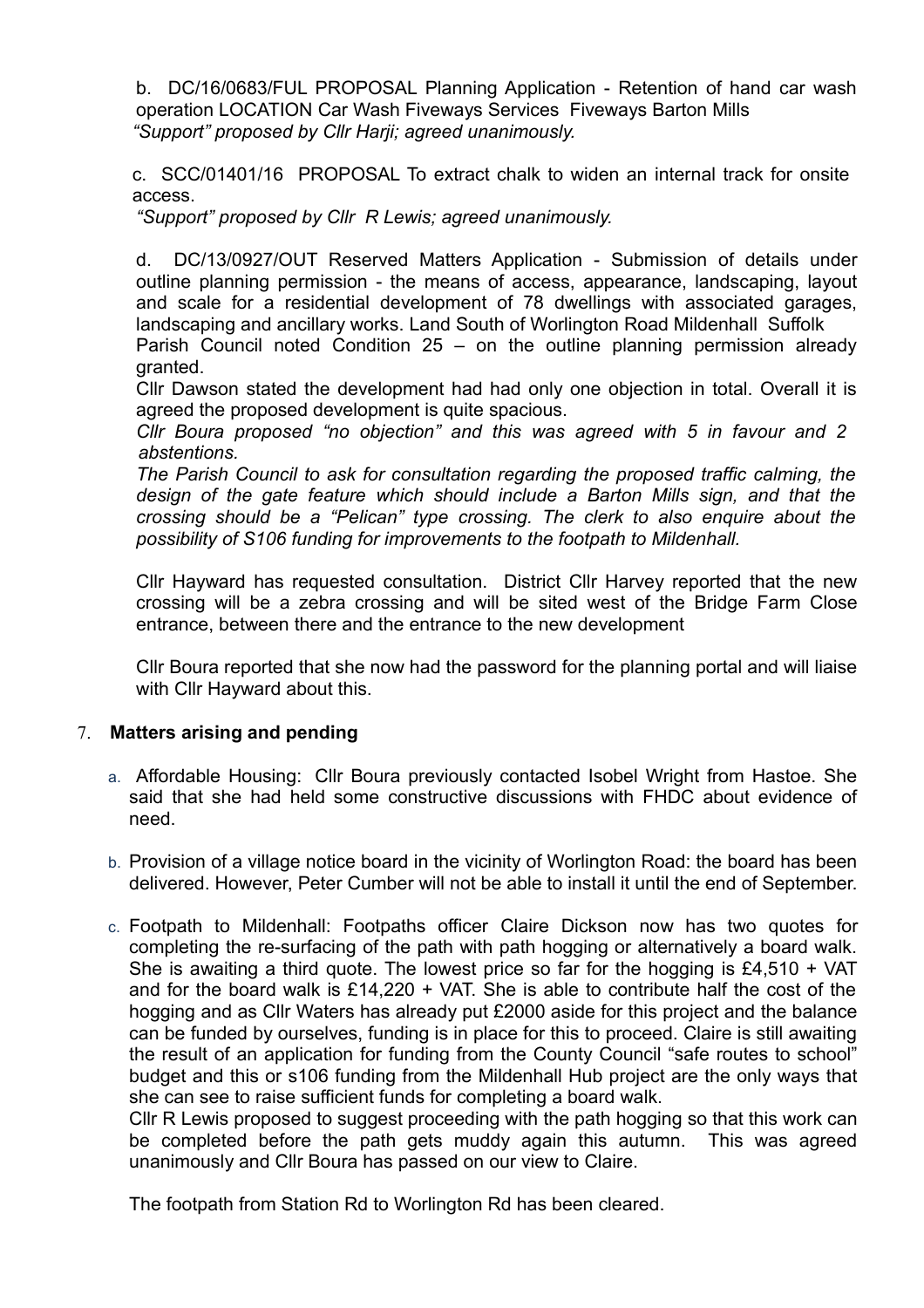b. DC/16/0683/FUL PROPOSAL Planning Application - Retention of hand car wash operation LOCATION Car Wash Fiveways Services Fiveways Barton Mills
*"Support" proposed by Cllr Harji; agreed unanimously.*

c. SCC/01401/16 PROPOSAL To extract chalk to widen an internal track for onsite access.
*"Support" proposed by Cllr R Lewis; agreed unanimously.*

d. DC/13/0927/OUT Reserved Matters Application - Submission of details under outline planning permission - the means of access, appearance, landscaping, layout and scale for a residential development of 78 dwellings with associated garages, landscaping and ancillary works. Land South of Worlington Road Mildenhall Suffolk
Parish Council noted Condition 25 – on the outline planning permission already granted.
Cllr Dawson stated the development had had only one objection in total. Overall it is agreed the proposed development is quite spacious.
*Cllr Boura proposed "no objection" and this was agreed with 5 in favour and 2 abstentions.*
*The Parish Council to ask for consultation regarding the proposed traffic calming, the design of the gate feature which should include a Barton Mills sign, and that the crossing should be a "Pelican" type crossing. The clerk to also enquire about the possibility of S106 funding for improvements to the footpath to Mildenhall.*

Cllr Hayward has requested consultation. District Cllr Harvey reported that the new crossing will be a zebra crossing and will be sited west of the Bridge Farm Close entrance, between there and the entrance to the new development

Cllr Boura reported that she now had the password for the planning portal and will liaise with Cllr Hayward about this.

7. **Matters arising and pending**

a. Affordable Housing: Cllr Boura previously contacted Isobel Wright from Hastoe. She said that she had held some constructive discussions with FHDC about evidence of need.

b. Provision of a village notice board in the vicinity of Worlington Road: the board has been delivered. However, Peter Cumber will not be able to install it until the end of September.

c. Footpath to Mildenhall: Footpaths officer Claire Dickson now has two quotes for completing the re-surfacing of the path with path hogging or alternatively a board walk. She is awaiting a third quote. The lowest price so far for the hogging is £4,510 + VAT and for the board walk is £14,220 + VAT. She is able to contribute half the cost of the hogging and as Cllr Waters has already put £2000 aside for this project and the balance can be funded by ourselves, funding is in place for this to proceed. Claire is still awaiting the result of an application for funding from the County Council "safe routes to school" budget and this or s106 funding from the Mildenhall Hub project are the only ways that she can see to raise sufficient funds for completing a board walk.
Cllr R Lewis proposed to suggest proceeding with the path hogging so that this work can be completed before the path gets muddy again this autumn. This was agreed unanimously and Cllr Boura has passed on our view to Claire.

The footpath from Station Rd to Worlington Rd has been cleared.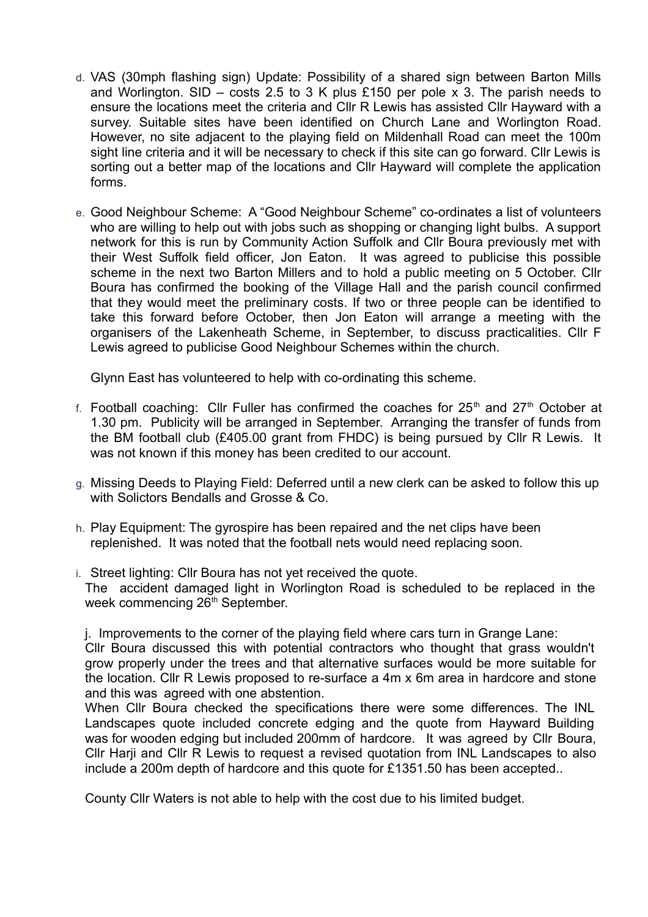d. VAS (30mph flashing sign) Update: Possibility of a shared sign between Barton Mills and Worlington. SID – costs 2.5 to 3 K plus £150 per pole x 3. The parish needs to ensure the locations meet the criteria and Cllr R Lewis has assisted Cllr Hayward with a survey. Suitable sites have been identified on Church Lane and Worlington Road. However, no site adjacent to the playing field on Mildenhall Road can meet the 100m sight line criteria and it will be necessary to check if this site can go forward. Cllr Lewis is sorting out a better map of the locations and Cllr Hayward will complete the application forms.

e. Good Neighbour Scheme: A "Good Neighbour Scheme" co-ordinates a list of volunteers who are willing to help out with jobs such as shopping or changing light bulbs. A support network for this is run by Community Action Suffolk and Cllr Boura previously met with their West Suffolk field officer, Jon Eaton. It was agreed to publicise this possible scheme in the next two Barton Millers and to hold a public meeting on 5 October. Cllr Boura has confirmed the booking of the Village Hall and the parish council confirmed that they would meet the preliminary costs. If two or three people can be identified to take this forward before October, then Jon Eaton will arrange a meeting with the organisers of the Lakenheath Scheme, in September, to discuss practicalities. Cllr F Lewis agreed to publicise Good Neighbour Schemes within the church.

   Glynn East has volunteered to help with co-ordinating this scheme.

f. Football coaching: Cllr Fuller has confirmed the coaches for 25th and 27th October at 1.30 pm. Publicity will be arranged in September. Arranging the transfer of funds from the BM football club (£405.00 grant from FHDC) is being pursued by Cllr R Lewis. It was not known if this money has been credited to our account.

g. Missing Deeds to Playing Field: Deferred until a new clerk can be asked to follow this up with Solictors Bendalls and Grosse & Co.

h. Play Equipment: The gyrospire has been repaired and the net clips have been replenished. It was noted that the football nets would need replacing soon.

i. Street lighting: Cllr Boura has not yet received the quote.
   The accident damaged light in Worlington Road is scheduled to be replaced in the week commencing 26th September.

j. Improvements to the corner of the playing field where cars turn in Grange Lane:
   Cllr Boura discussed this with potential contractors who thought that grass wouldn't grow properly under the trees and that alternative surfaces would be more suitable for the location. Cllr R Lewis proposed to re-surface a 4m x 6m area in hardcore and stone and this was agreed with one abstention.
   When Cllr Boura checked the specifications there were some differences. The INL Landscapes quote included concrete edging and the quote from Hayward Building was for wooden edging but included 200mm of hardcore. It was agreed by Cllr Boura, Cllr Harji and Cllr R Lewis to request a revised quotation from INL Landscapes to also include a 200m depth of hardcore and this quote for £1351.50 has been accepted..

   County Cllr Waters is not able to help with the cost due to his limited budget.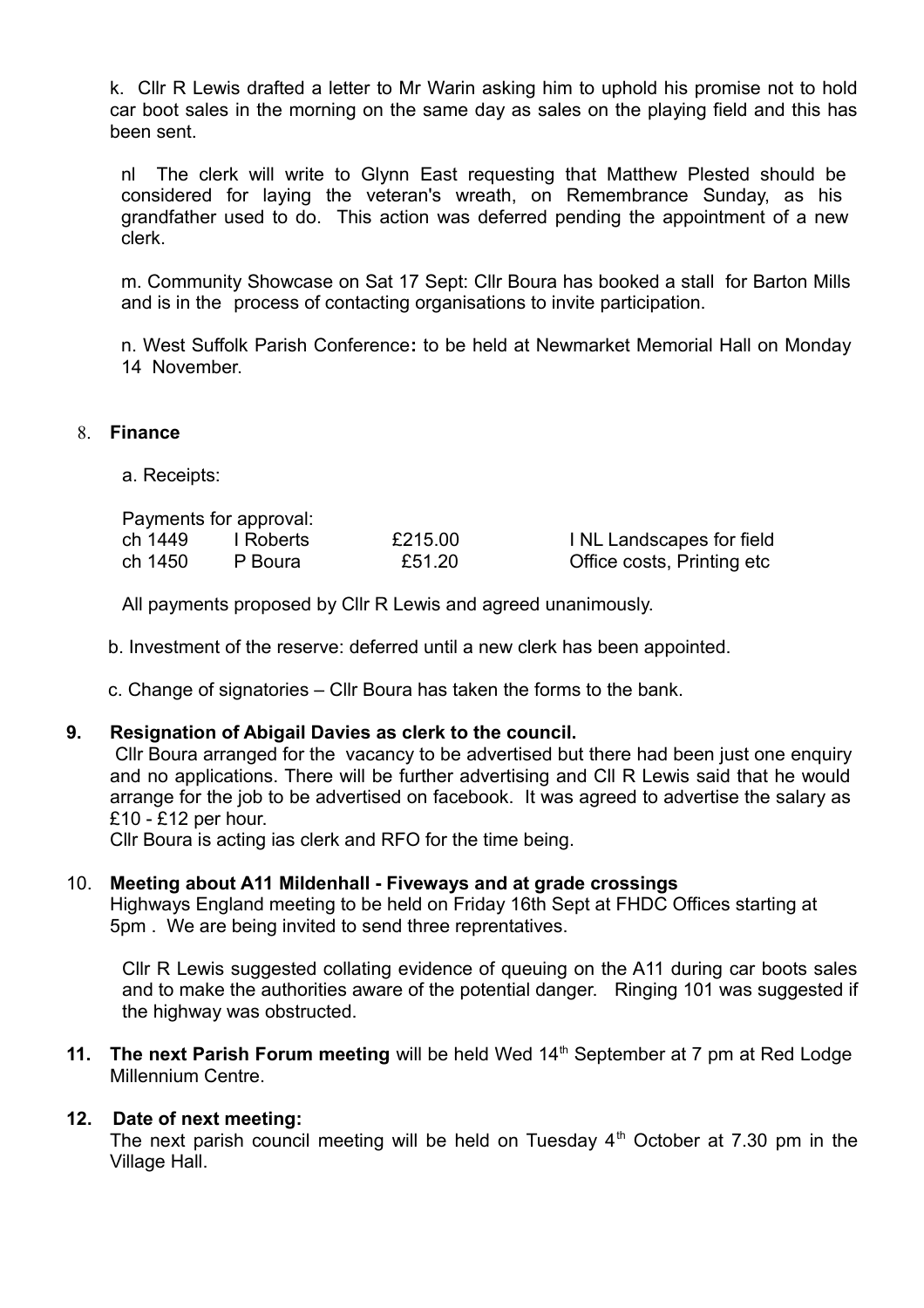k. Cllr R Lewis drafted a letter to Mr Warin asking him to uphold his promise not to hold car boot sales in the morning on the same day as sales on the playing field and this has been sent.

nl The clerk will write to Glynn East requesting that Matthew Plested should be considered for laying the veteran's wreath, on Remembrance Sunday, as his grandfather used to do. This action was deferred pending the appointment of a new clerk.

m. Community Showcase on Sat 17 Sept: Cllr Boura has booked a stall for Barton Mills and is in the process of contacting organisations to invite participation.

n. West Suffolk Parish Conference**:** to be held at Newmarket Memorial Hall on Monday 14 November.

8. **Finance**

a. Receipts:

Payments for approval:

| | | | |
|---|---|---|---|
| ch 1449 | I Roberts | £215.00 | I NL Landscapes for field |
| ch 1450 | P Boura | £51.20 | Office costs, Printing etc |

All payments proposed by Cllr R Lewis and agreed unanimously.

b. Investment of the reserve: deferred until a new clerk has been appointed.

c. Change of signatories – Cllr Boura has taken the forms to the bank.

**9. Resignation of Abigail Davies as clerk to the council.**

Cllr Boura arranged for the vacancy to be advertised but there had been just one enquiry and no applications. There will be further advertising and Cll R Lewis said that he would arrange for the job to be advertised on facebook. It was agreed to advertise the salary as £10 - £12 per hour.

Cllr Boura is acting ias clerk and RFO for the time being.

10. **Meeting about A11 Mildenhall - Fiveways and at grade crossings**

Highways England meeting to be held on Friday 16th Sept at FHDC Offices starting at 5pm . We are being invited to send three reprentatives.

Cllr R Lewis suggested collating evidence of queuing on the A11 during car boots sales and to make the authorities aware of the potential danger. Ringing 101 was suggested if the highway was obstructed.

**11. The next Parish Forum meeting** will be held Wed 14th September at 7 pm at Red Lodge Millennium Centre.

**12. Date of next meeting:**

The next parish council meeting will be held on Tuesday 4th October at 7.30 pm in the Village Hall.